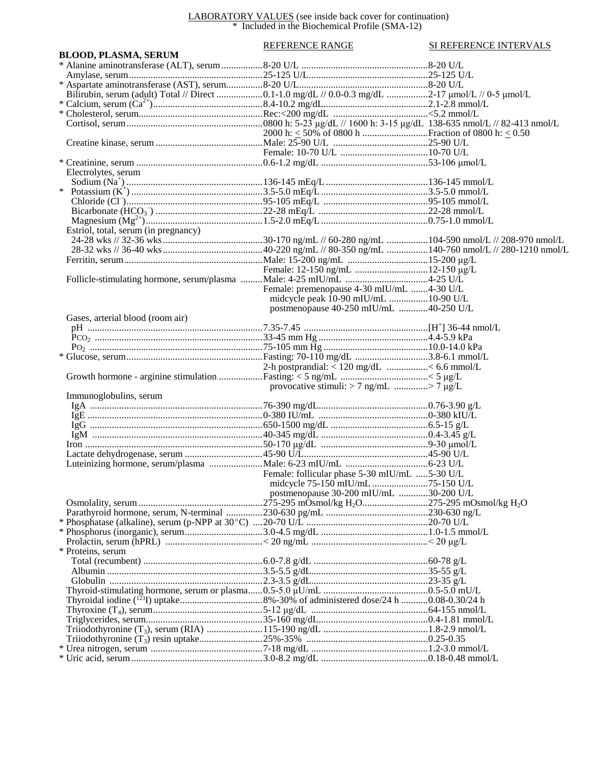LABORATORY VALUES (see inside back cover for continuation)
\* Included in the Biochemical Profile (SMA-12)

| | REFERENCE RANGE | SI REFERENCE INTERVALS |
|---|---|---|
| **BLOOD, PLASMA, SERUM** | | |
| \* Alanine aminotransferase (ALT), serum | 8-20 U/L | 8-20 U/L |
| Amylase, serum | 25-125 U/L | 25-125 U/L |
| \* Aspartate aminotransferase (AST), serum | 8-20 U/L | 8-20 U/L |
| Bilirubin, serum (adult) Total // Direct | 0.1-1.0 mg/dL // 0.0-0.3 mg/dL | 2-17 μmol/L // 0-5 μmol/L |
| \* Calcium, serum ($Ca^{2+}$) | 8.4-10.2 mg/dL | 2.1-2.8 mmol/L |
| \* Cholesterol, serum | Rec:<200 mg/dL | <5.2 mmol/L |
| Cortisol, serum | 0800 h: 5-23 μg/dL // 1600 h: 3-15 μg/dL | 138-635 nmol/L // 82-413 nmol/L |
| | 2000 h: ≤ 50% of 0800 h | Fraction of 0800 h: ≤ 0.50 |
| Creatine kinase, serum | Male: 25-90 U/L | 25-90 U/L |
| | Female: 10-70 U/L | 10-70 U/L |
| \* Creatinine, serum | 0.6-1.2 mg/dL | 53-106 μmol/L |
| Electrolytes, serum | | |
| Sodium ($Na^+$) | 136-145 mEq/L | 136-145 mmol/L |
| \* Potassium ($K^+$) | 3.5-5.0 mEq/L | 3.5-5.0 mmol/L |
| Chloride ($Cl^-$) | 95-105 mEq/L | 95-105 mmol/L |
| Bicarbonate ($HCO_3^-$) | 22-28 mEq/L | 22-28 mmol/L |
| Magnesium ($Mg^{2+}$) | 1.5-2.0 mEq/L | 0.75-1.0 mmol/L |
| Estriol, total, serum (in pregnancy) | | |
| 24-28 wks // 32-36 wks | 30-170 ng/mL // 60-280 ng/mL | 104-590 nmol/L // 208-970 nmol/L |
| 28-32 wks // 36-40 wks | 40-220 ng/mL // 80-350 ng/mL | 140-760 nmol/L // 280-1210 nmol/L |
| Ferritin, serum | Male: 15-200 ng/mL | 15-200 μg/L |
| | Female: 12-150 ng/mL | 12-150 μg/L |
| Follicle-stimulating hormone, serum/plasma | Male: 4-25 mIU/mL | 4-25 U/L |
| | Female: premenopause 4-30 mIU/mL | 4-30 U/L |
| | midcycle peak 10-90 mIU/mL | 10-90 U/L |
| | postmenopause 40-250 mIU/mL | 40-250 U/L |
| Gases, arterial blood (room air) | | |
| pH | 7.35-7.45 | $[H^+]$ 36-44 nmol/L |
| $P_{CO_2}$ | 33-45 mm Hg | 4.4-5.9 kPa |
| $P_{O_2}$ | 75-105 mm Hg | 10.0-14.0 kPa |
| \* Glucose, serum | Fasting: 70-110 mg/dL | 3.8-6.1 mmol/L |
| | 2-h postprandial: < 120 mg/dL | < 6.6 mmol/L |
| Growth hormone - arginine stimulation | Fasting: < 5 ng/mL | < 5 μg/L |
| | provocative stimuli: > 7 ng/mL | > 7 μg/L |
| Immunoglobulins, serum | | |
| IgA | 76-390 mg/dL | 0.76-3.90 g/L |
| IgE | 0-380 IU/mL | 0-380 kIU/L |
| IgG | 650-1500 mg/dL | 6.5-15 g/L |
| IgM | 40-345 mg/dL | 0.4-3.45 g/L |
| Iron | 50-170 μg/dL | 9-30 μmol/L |
| Lactate dehydrogenase, serum | 45-90 U/L | 45-90 U/L |
| Luteinizing hormone, serum/plasma | Male: 6-23 mIU/mL | 6-23 U/L |
| | Female: follicular phase 5-30 mIU/mL | 5-30 U/L |
| | midcycle 75-150 mIU/mL | 75-150 U/L |
| | postmenopause 30-200 mIU/mL | 30-200 U/L |
| Osmolality, serum | 275-295 mOsmol/kg $H_2O$ | 275-295 mOsmol/kg $H_2O$ |
| Parathyroid hormone, serum, N-terminal | 230-630 pg/mL | 230-630 ng/L |
| \* Phosphatase (alkaline), serum (p-NPP at 30°C) | 20-70 U/L | 20-70 U/L |
| \* Phosphorus (inorganic), serum | 3.0-4.5 mg/dL | 1.0-1.5 mmol/L |
| Prolactin, serum (hPRL) | < 20 ng/mL | < 20 μg/L |
| \* Proteins, serum | | |
| Total (recumbent) | 6.0-7.8 g/dL | 60-78 g/L |
| Albumin | 3.5-5.5 g/dL | 35-55 g/L |
| Globulin | 2.3-3.5 g/dL | 23-35 g/L |
| Thyroid-stimulating hormone, serum or plasma | 0.5-5.0 μU/mL | 0.5-5.0 mU/L |
| Thyroidal iodine ($^{123}I$) uptake | 8%-30% of administered dose/24 h | 0.08-0.30/24 h |
| Thyroxine ($T_4$), serum | 5-12 μg/dL | 64-155 nmol/L |
| Triglycerides, serum | 35-160 mg/dL | 0.4-1.81 mmol/L |
| Triiodothyronine ($T_3$), serum (RIA) | 115-190 ng/dL | 1.8-2.9 nmol/L |
| Triiodothyronine ($T_3$) resin uptake | 25%-35% | 0.25-0.35 |
| \* Urea nitrogen, serum | 7-18 mg/dL | 1.2-3.0 mmol/L |
| \* Uric acid, serum | 3.0-8.2 mg/dL | 0.18-0.48 mmol/L |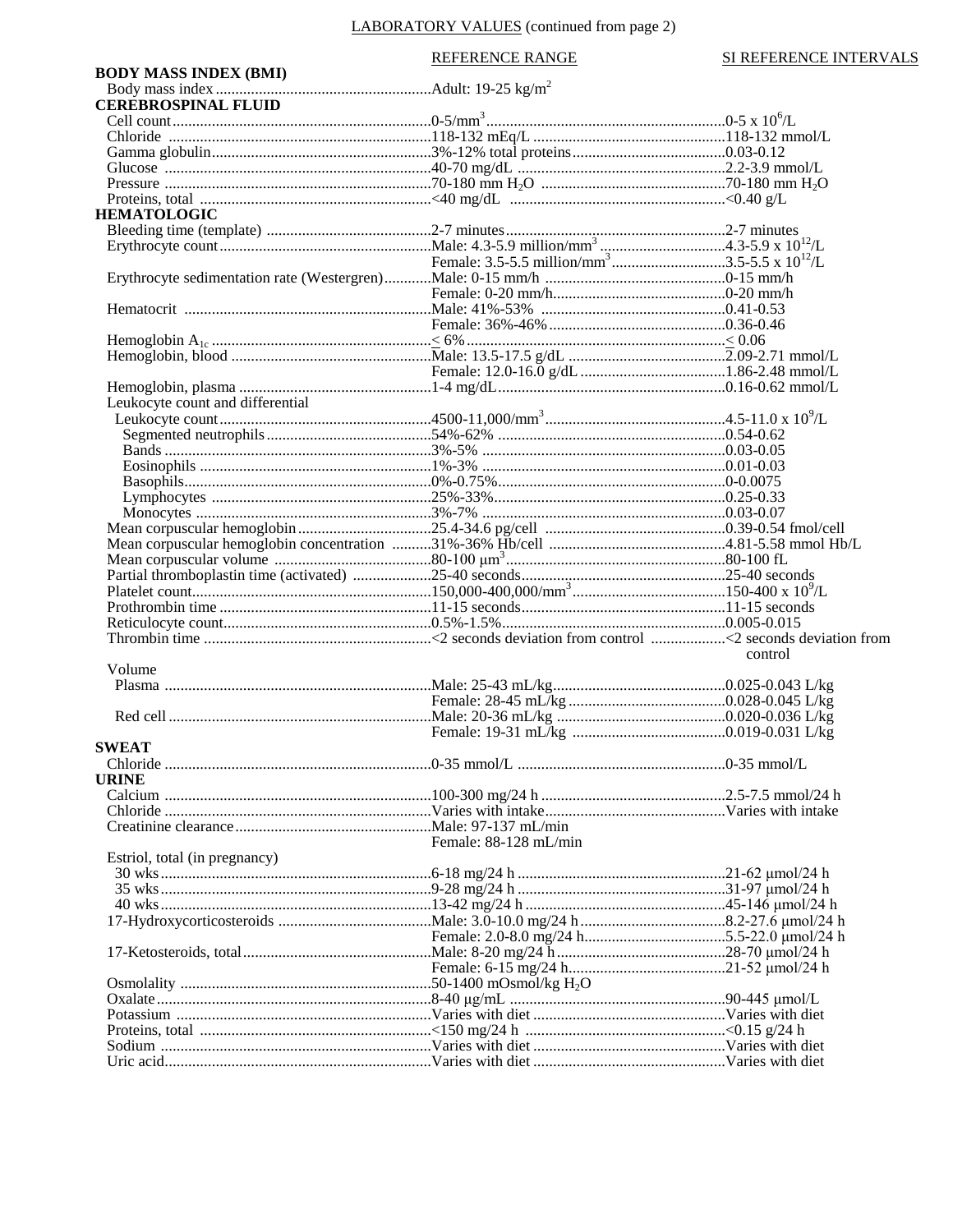LABORATORY VALUES (continued from page 2)

| | REFERENCE RANGE | SI REFERENCE INTERVALS |
|---|---|---|
| **BODY MASS INDEX (BMI)** | | |
| Body mass index | Adult: 19-25 kg/m$^2$ | |
| **CEREBROSPINAL FLUID** | | |
| Cell count | 0-5/mm$^3$ | 0-5 x 10$^6$/L |
| Chloride | 118-132 mEq/L | 118-132 mmol/L |
| Gamma globulin | 3%-12% total proteins | 0.03-0.12 |
| Glucose | 40-70 mg/dL | 2.2-3.9 mmol/L |
| Pressure | 70-180 mm $H_2O$ | 70-180 mm $H_2O$ |
| Proteins, total | <40 mg/dL | <0.40 g/L |
| **HEMATOLOGIC** | | |
| Bleeding time (template) | 2-7 minutes | 2-7 minutes |
| Erythrocyte count | Male: 4.3-5.9 million/mm$^3$ | 4.3-5.9 x 10$^{12}$/L |
| | Female: 3.5-5.5 million/mm$^3$ | 3.5-5.5 x 10$^{12}$/L |
| Erythrocyte sedimentation rate (Westergren) | Male: 0-15 mm/h | 0-15 mm/h |
| | Female: 0-20 mm/h | 0-20 mm/h |
| Hematocrit | Male: 41%-53% | 0.41-0.53 |
| | Female: 36%-46% | 0.36-0.46 |
| Hemoglobin $A_{1c}$ | ≤ 6% | ≤ 0.06 |
| Hemoglobin, blood | Male: 13.5-17.5 g/dL | 2.09-2.71 mmol/L |
| | Female: 12.0-16.0 g/dL | 1.86-2.48 mmol/L |
| Hemoglobin, plasma | 1-4 mg/dL | 0.16-0.62 mmol/L |
| Leukocyte count and differential | | |
| Leukocyte count | 4500-11,000/mm$^3$ | 4.5-11.0 x 10$^9$/L |
| Segmented neutrophils | 54%-62% | 0.54-0.62 |
| Bands | 3%-5% | 0.03-0.05 |
| Eosinophils | 1%-3% | 0.01-0.03 |
| Basophils | 0%-0.75% | 0-0.0075 |
| Lymphocytes | 25%-33% | 0.25-0.33 |
| Monocytes | 3%-7% | 0.03-0.07 |
| Mean corpuscular hemoglobin | 25.4-34.6 pg/cell | 0.39-0.54 fmol/cell |
| Mean corpuscular hemoglobin concentration | 31%-36% Hb/cell | 4.81-5.58 mmol Hb/L |
| Mean corpuscular volume | 80-100 μm$^3$ | 80-100 fL |
| Partial thromboplastin time (activated) | 25-40 seconds | 25-40 seconds |
| Platelet count | 150,000-400,000/mm$^3$ | 150-400 x 10$^9$/L |
| Prothrombin time | 11-15 seconds | 11-15 seconds |
| Reticulocyte count | 0.5%-1.5% | 0.005-0.015 |
| Thrombin time | <2 seconds deviation from control | <2 seconds deviation from control |
| Volume | | |
| Plasma | Male: 25-43 mL/kg | 0.025-0.043 L/kg |
| | Female: 28-45 mL/kg | 0.028-0.045 L/kg |
| Red cell | Male: 20-36 mL/kg | 0.020-0.036 L/kg |
| | Female: 19-31 mL/kg | 0.019-0.031 L/kg |
| **SWEAT** | | |
| Chloride | 0-35 mmol/L | 0-35 mmol/L |
| **URINE** | | |
| Calcium | 100-300 mg/24 h | 2.5-7.5 mmol/24 h |
| Chloride | Varies with intake | Varies with intake |
| Creatinine clearance | Male: 97-137 mL/min | |
| | Female: 88-128 mL/min | |
| Estriol, total (in pregnancy) | | |
| 30 wks | 6-18 mg/24 h | 21-62 μmol/24 h |
| 35 wks | 9-28 mg/24 h | 31-97 μmol/24 h |
| 40 wks | 13-42 mg/24 h | 45-146 μmol/24 h |
| 17-Hydroxycorticosteroids | Male: 3.0-10.0 mg/24 h | 8.2-27.6 μmol/24 h |
| | Female: 2.0-8.0 mg/24 h | 5.5-22.0 μmol/24 h |
| 17-Ketosteroids, total | Male: 8-20 mg/24 h | 28-70 μmol/24 h |
| | Female: 6-15 mg/24 h | 21-52 μmol/24 h |
| Osmolality | 50-1400 mOsmol/kg $H_2O$ | |
| Oxalate | 8-40 μg/mL | 90-445 μmol/L |
| Potassium | Varies with diet | Varies with diet |
| Proteins, total | <150 mg/24 h | <0.15 g/24 h |
| Sodium | Varies with diet | Varies with diet |
| Uric acid | Varies with diet | Varies with diet |